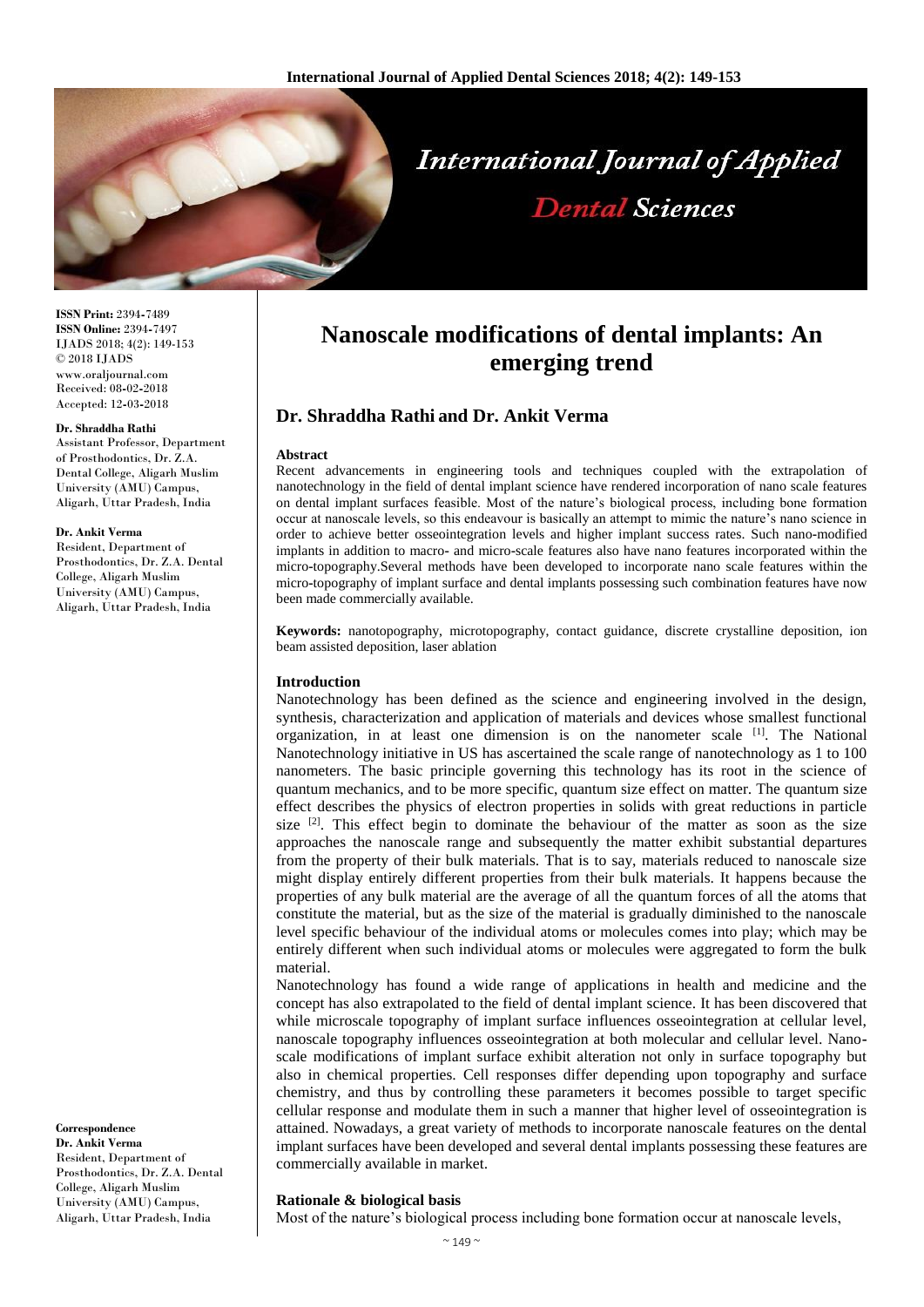# Nanoscale modifications of dental implants: An emerging trend

## Dr. Shraddha Rathi and Dr. Ankit Verma

**ISSN Print:** 2394-7489
**ISSN Online:** 2394-7497
IJADS 2018; 4(2): 149-153
© 2018 IJADS
www.oraljournal.com
Received: 08-02-2018
Accepted: 12-03-2018

**Dr. Shraddha Rathi**
Assistant Professor, Department of Prosthodontics, Dr. Z.A. Dental College, Aligarh Muslim University (AMU) Campus, Aligarh, Uttar Pradesh, India

**Dr. Ankit Verma**
Resident, Department of Prosthodontics, Dr. Z.A. Dental College, Aligarh Muslim University (AMU) Campus, Aligarh, Uttar Pradesh, India

**Correspondence**
**Dr. Ankit Verma**
Resident, Department of Prosthodontics, Dr. Z.A. Dental College, Aligarh Muslim University (AMU) Campus, Aligarh, Uttar Pradesh, India

### Abstract

Recent advancements in engineering tools and techniques coupled with the extrapolation of nanotechnology in the field of dental implant science have rendered incorporation of nano scale features on dental implant surfaces feasible. Most of the nature's biological process, including bone formation occur at nanoscale levels, so this endeavour is basically an attempt to mimic the nature's nano science in order to achieve better osseointegration levels and higher implant success rates. Such nano-modified implants in addition to macro- and micro-scale features also have nano features incorporated within the micro-topography.Several methods have been developed to incorporate nano scale features within the micro-topography of implant surface and dental implants possessing such combination features have now been made commercially available.

**Keywords:** nanotopography, microtopography, contact guidance, discrete crystalline deposition, ion beam assisted deposition, laser ablation

### Introduction

Nanotechnology has been defined as the science and engineering involved in the design, synthesis, characterization and application of materials and devices whose smallest functional organization, in at least one dimension is on the nanometer scale [1]. The National Nanotechnology initiative in US has ascertained the scale range of nanotechnology as 1 to 100 nanometers. The basic principle governing this technology has its root in the science of quantum mechanics, and to be more specific, quantum size effect on matter. The quantum size effect describes the physics of electron properties in solids with great reductions in particle size [2]. This effect begin to dominate the behaviour of the matter as soon as the size approaches the nanoscale range and subsequently the matter exhibit substantial departures from the property of their bulk materials. That is to say, materials reduced to nanoscale size might display entirely different properties from their bulk materials. It happens because the properties of any bulk material are the average of all the quantum forces of all the atoms that constitute the material, but as the size of the material is gradually diminished to the nanoscale level specific behaviour of the individual atoms or molecules comes into play; which may be entirely different when such individual atoms or molecules were aggregated to form the bulk material.

Nanotechnology has found a wide range of applications in health and medicine and the concept has also extrapolated to the field of dental implant science. It has been discovered that while microscale topography of implant surface influences osseointegration at cellular level, nanoscale topography influences osseointegration at both molecular and cellular level. Nano-scale modifications of implant surface exhibit alteration not only in surface topography but also in chemical properties. Cell responses differ depending upon topography and surface chemistry, and thus by controlling these parameters it becomes possible to target specific cellular response and modulate them in such a manner that higher level of osseointegration is attained. Nowadays, a great variety of methods to incorporate nanoscale features on the dental implant surfaces have been developed and several dental implants possessing these features are commercially available in market.

### Rationale & biological basis

Most of the nature's biological process including bone formation occur at nanoscale levels,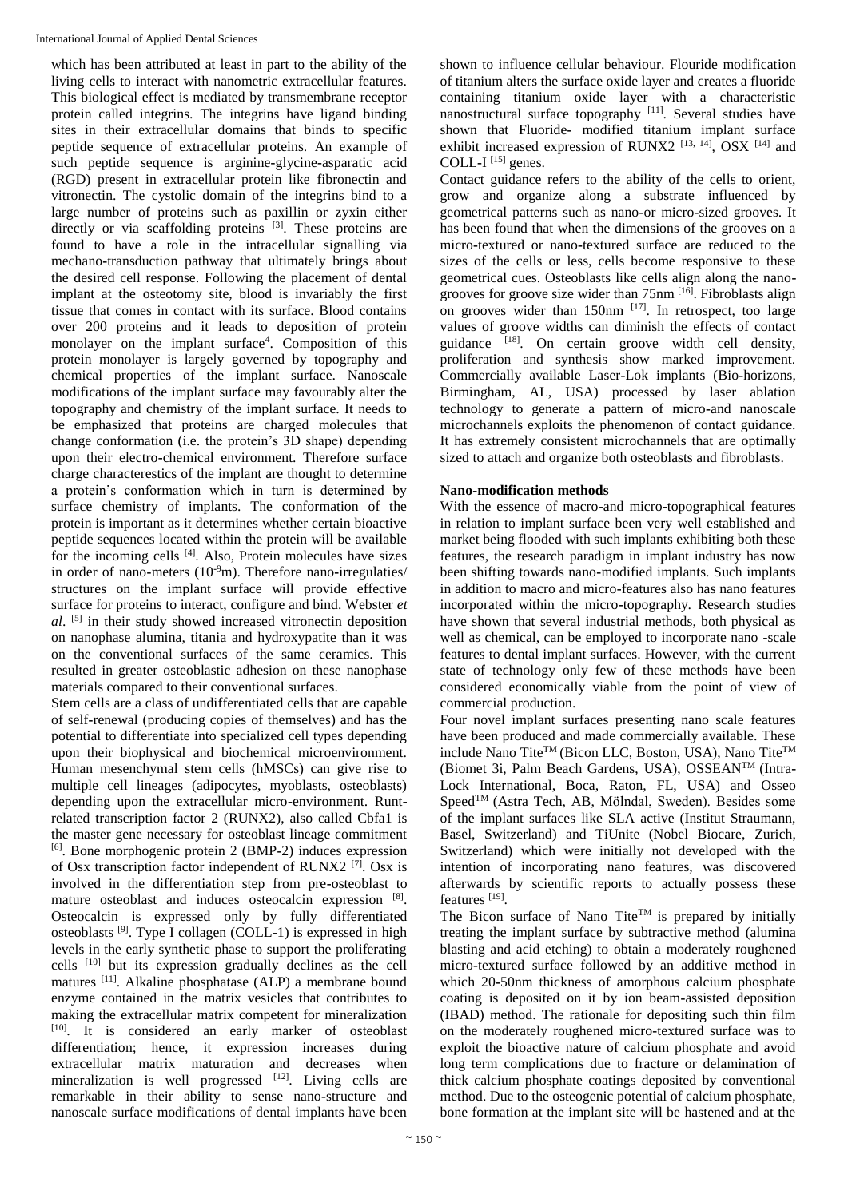which has been attributed at least in part to the ability of the living cells to interact with nanometric extracellular features. This biological effect is mediated by transmembrane receptor protein called integrins. The integrins have ligand binding sites in their extracellular domains that binds to specific peptide sequence of extracellular proteins. An example of such peptide sequence is arginine-glycine-asparatic acid (RGD) present in extracellular protein like fibronectin and vitronectin. The cystolic domain of the integrins bind to a large number of proteins such as paxillin or zyxin either directly or via scaffolding proteins [3]. These proteins are found to have a role in the intracellular signalling via mechano-transduction pathway that ultimately brings about the desired cell response. Following the placement of dental implant at the osteotomy site, blood is invariably the first tissue that comes in contact with its surface. Blood contains over 200 proteins and it leads to deposition of protein monolayer on the implant surface[4]. Composition of this protein monolayer is largely governed by topography and chemical properties of the implant surface. Nanoscale modifications of the implant surface may favourably alter the topography and chemistry of the implant surface. It needs to be emphasized that proteins are charged molecules that change conformation (i.e. the protein's 3D shape) depending upon their electro-chemical environment. Therefore surface charge characterestics of the implant are thought to determine a protein's conformation which in turn is determined by surface chemistry of implants. The conformation of the protein is important as it determines whether certain bioactive peptide sequences located within the protein will be available for the incoming cells [4]. Also, Protein molecules have sizes in order of nano-meters ($10^{-9}$m). Therefore nano-irregulaties/ structures on the implant surface will provide effective surface for proteins to interact, configure and bind. Webster *et al*. [5] in their study showed increased vitronectin deposition on nanophase alumina, titania and hydroxypatite than it was on the conventional surfaces of the same ceramics. This resulted in greater osteoblastic adhesion on these nanophase materials compared to their conventional surfaces.

Stem cells are a class of undifferentiated cells that are capable of self-renewal (producing copies of themselves) and has the potential to differentiate into specialized cell types depending upon their biophysical and biochemical microenvironment. Human mesenchymal stem cells (hMSCs) can give rise to multiple cell lineages (adipocytes, myoblasts, osteoblasts) depending upon the extracellular micro-environment. Runt-related transcription factor 2 (RUNX2), also called Cbfa1 is the master gene necessary for osteoblast lineage commitment [6]. Bone morphogenic protein 2 (BMP-2) induces expression of Osx transcription factor independent of RUNX2 [7]. Osx is involved in the differentiation step from pre-osteoblast to mature osteoblast and induces osteocalcin expression [8]. Osteocalcin is expressed only by fully differentiated osteoblasts [9]. Type I collagen (COLL-1) is expressed in high levels in the early synthetic phase to support the proliferating cells [10] but its expression gradually declines as the cell matures [11]. Alkaline phosphatase (ALP) a membrane bound enzyme contained in the matrix vesicles that contributes to making the extracellular matrix competent for mineralization [10]. It is considered an early marker of osteoblast differentiation; hence, it expression increases during extracellular matrix maturation and decreases when mineralization is well progressed [12]. Living cells are remarkable in their ability to sense nano-structure and nanoscale surface modifications of dental implants have been shown to influence cellular behaviour. Flouride modification of titanium alters the surface oxide layer and creates a fluoride containing titanium oxide layer with a characteristic nanostructural surface topography [11]. Several studies have shown that Fluoride- modified titanium implant surface exhibit increased expression of RUNX2 [13, 14], OSX [14] and COLL-I [15] genes.

Contact guidance refers to the ability of the cells to orient, grow and organize along a substrate influenced by geometrical patterns such as nano-or micro-sized grooves. It has been found that when the dimensions of the grooves on a micro-textured or nano-textured surface are reduced to the sizes of the cells or less, cells become responsive to these geometrical cues. Osteoblasts like cells align along the nano-grooves for groove size wider than 75nm [16]. Fibroblasts align on grooves wider than 150nm [17]. In retrospect, too large values of groove widths can diminish the effects of contact guidance [18]. On certain groove width cell density, proliferation and synthesis show marked improvement. Commercially available Laser-Lok implants (Bio-horizons, Birmingham, AL, USA) processed by laser ablation technology to generate a pattern of micro-and nanoscale microchannels exploits the phenomenon of contact guidance. It has extremely consistent microchannels that are optimally sized to attach and organize both osteoblasts and fibroblasts.

## Nano-modification methods

With the essence of macro-and micro-topographical features in relation to implant surface been very well established and market being flooded with such implants exhibiting both these features, the research paradigm in implant industry has now been shifting towards nano-modified implants. Such implants in addition to macro and micro-features also has nano features incorporated within the micro-topography. Research studies have shown that several industrial methods, both physical as well as chemical, can be employed to incorporate nano -scale features to dental implant surfaces. However, with the current state of technology only few of these methods have been considered economically viable from the point of view of commercial production.

Four novel implant surfaces presenting nano scale features have been produced and made commercially available. These include Nano Tite™ (Bicon LLC, Boston, USA), Nano Tite™ (Biomet 3i, Palm Beach Gardens, USA), OSSEAN™ (Intra-Lock International, Boca, Raton, FL, USA) and Osseo Speed™ (Astra Tech, AB, Mölndal, Sweden). Besides some of the implant surfaces like SLA active (Institut Straumann, Basel, Switzerland) and TiUnite (Nobel Biocare, Zurich, Switzerland) which were initially not developed with the intention of incorporating nano features, was discovered afterwards by scientific reports to actually possess these features [19].

The Bicon surface of Nano Tite™ is prepared by initially treating the implant surface by subtractive method (alumina blasting and acid etching) to obtain a moderately roughened micro-textured surface followed by an additive method in which 20-50nm thickness of amorphous calcium phosphate coating is deposited on it by ion beam-assisted deposition (IBAD) method. The rationale for depositing such thin film on the moderately roughened micro-textured surface was to exploit the bioactive nature of calcium phosphate and avoid long term complications due to fracture or delamination of thick calcium phosphate coatings deposited by conventional method. Due to the osteogenic potential of calcium phosphate, bone formation at the implant site will be hastened and at the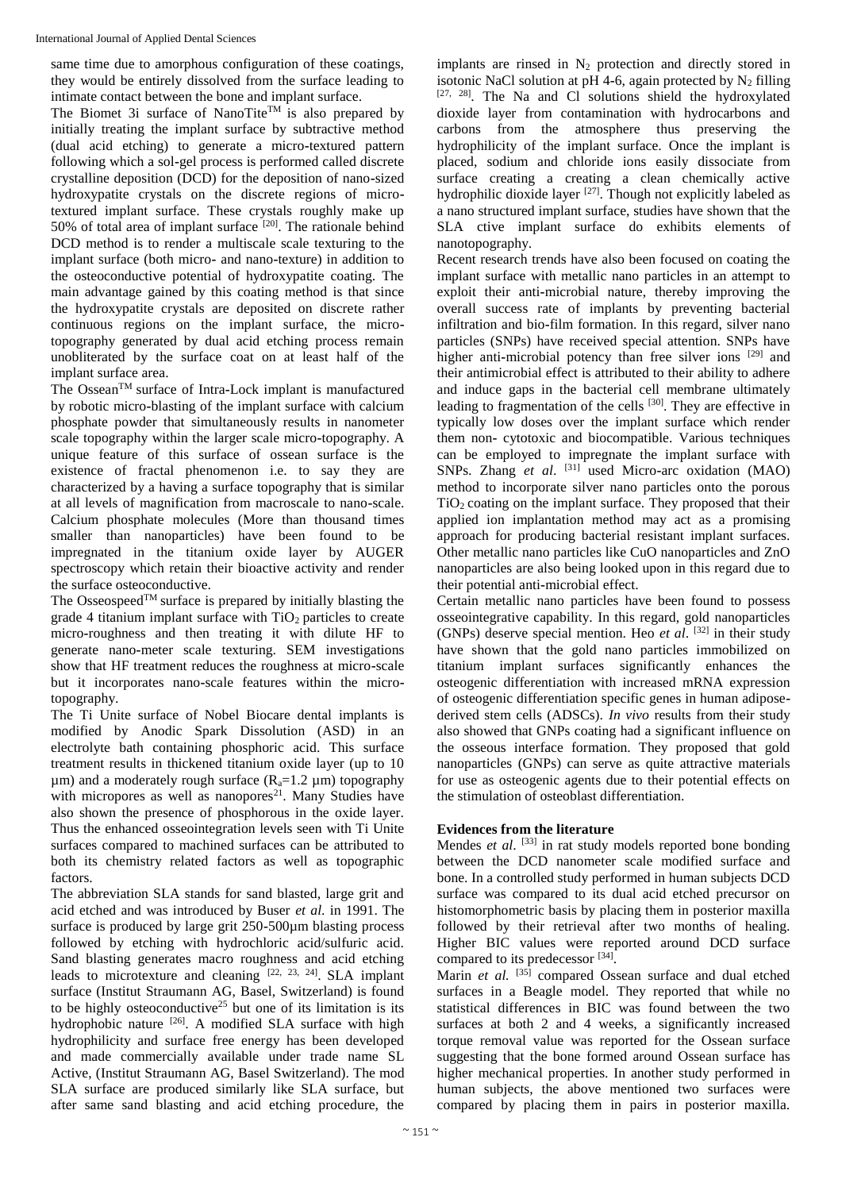same time due to amorphous configuration of these coatings, they would be entirely dissolved from the surface leading to intimate contact between the bone and implant surface.

The Biomet 3i surface of NanoTite™ is also prepared by initially treating the implant surface by subtractive method (dual acid etching) to generate a micro-textured pattern following which a sol-gel process is performed called discrete crystalline deposition (DCD) for the deposition of nano-sized hydroxypatite crystals on the discrete regions of micro-textured implant surface. These crystals roughly make up 50% of total area of implant surface [20]. The rationale behind DCD method is to render a multiscale scale texturing to the implant surface (both micro- and nano-texture) in addition to the osteoconductive potential of hydroxypatite coating. The main advantage gained by this coating method is that since the hydroxypatite crystals are deposited on discrete rather continuous regions on the implant surface, the micro-topography generated by dual acid etching process remain unobliterated by the surface coat on at least half of the implant surface area.

The Ossean™ surface of Intra-Lock implant is manufactured by robotic micro-blasting of the implant surface with calcium phosphate powder that simultaneously results in nanometer scale topography within the larger scale micro-topography. A unique feature of this surface of ossean surface is the existence of fractal phenomenon i.e. to say they are characterized by a having a surface topography that is similar at all levels of magnification from macroscale to nano-scale. Calcium phosphate molecules (More than thousand times smaller than nanoparticles) have been found to be impregnated in the titanium oxide layer by AUGER spectroscopy which retain their bioactive activity and render the surface osteoconductive.

The Osseospeed™ surface is prepared by initially blasting the grade 4 titanium implant surface with $TiO_2$ particles to create micro-roughness and then treating it with dilute HF to generate nano-meter scale texturing. SEM investigations show that HF treatment reduces the roughness at micro-scale but it incorporates nano-scale features within the micro-topography.

The Ti Unite surface of Nobel Biocare dental implants is modified by Anodic Spark Dissolution (ASD) in an electrolyte bath containing phosphoric acid. This surface treatment results in thickened titanium oxide layer (up to 10 µm) and a moderately rough surface ($R_a$=1.2 µm) topography with micropores as well as nanopores[21]. Many Studies have also shown the presence of phosphorous in the oxide layer. Thus the enhanced osseointegration levels seen with Ti Unite surfaces compared to machined surfaces can be attributed to both its chemistry related factors as well as topographic factors.

The abbreviation SLA stands for sand blasted, large grit and acid etched and was introduced by Buser *et al*. in 1991. The surface is produced by large grit 250-500µm blasting process followed by etching with hydrochloric acid/sulfuric acid. Sand blasting generates macro roughness and acid etching leads to microtexture and cleaning [22, 23, 24]. SLA implant surface (Institut Straumann AG, Basel, Switzerland) is found to be highly osteoconductive[25] but one of its limitation is its hydrophobic nature [26]. A modified SLA surface with high hydrophilicity and surface free energy has been developed and made commercially available under trade name SL Active, (Institut Straumann AG, Basel Switzerland). The mod SLA surface are produced similarly like SLA surface, but after same sand blasting and acid etching procedure, the implants are rinsed in $N_2$ protection and directly stored in isotonic NaCl solution at pH 4-6, again protected by $N_2$ filling [27, 28]. The Na and Cl solutions shield the hydroxylated dioxide layer from contamination with hydrocarbons and carbons from the atmosphere thus preserving the hydrophilicity of the implant surface. Once the implant is placed, sodium and chloride ions easily dissociate from surface creating a creating a clean chemically active hydrophilic dioxide layer [27]. Though not explicitly labeled as a nano structured implant surface, studies have shown that the SLA ctive implant surface do exhibits elements of nanotopography.

Recent research trends have also been focused on coating the implant surface with metallic nano particles in an attempt to exploit their anti-microbial nature, thereby improving the overall success rate of implants by preventing bacterial infiltration and bio-film formation. In this regard, silver nano particles (SNPs) have received special attention. SNPs have higher anti-microbial potency than free silver ions [29] and their antimicrobial effect is attributed to their ability to adhere and induce gaps in the bacterial cell membrane ultimately leading to fragmentation of the cells [30]. They are effective in typically low doses over the implant surface which render them non- cytotoxic and biocompatible. Various techniques can be employed to impregnate the implant surface with SNPs. Zhang *et al*. [31] used Micro-arc oxidation (MAO) method to incorporate silver nano particles onto the porous $TiO_2$ coating on the implant surface. They proposed that their applied ion implantation method may act as a promising approach for producing bacterial resistant implant surfaces. Other metallic nano particles like CuO nanoparticles and ZnO nanoparticles are also being looked upon in this regard due to their potential anti-microbial effect.

Certain metallic nano particles have been found to possess osseointegrative capability. In this regard, gold nanoparticles (GNPs) deserve special mention. Heo *et al*. [32] in their study have shown that the gold nano particles immobilized on titanium implant surfaces significantly enhances the osteogenic differentiation with increased mRNA expression of osteogenic differentiation specific genes in human adipose-derived stem cells (ADSCs). *In vivo* results from their study also showed that GNPs coating had a significant influence on the osseous interface formation. They proposed that gold nanoparticles (GNPs) can serve as quite attractive materials for use as osteogenic agents due to their potential effects on the stimulation of osteoblast differentiation.

**Evidences from the literature**

Mendes *et al*. [33] in rat study models reported bone bonding between the DCD nanometer scale modified surface and bone. In a controlled study performed in human subjects DCD surface was compared to its dual acid etched precursor on histomorphometric basis by placing them in posterior maxilla followed by their retrieval after two months of healing. Higher BIC values were reported around DCD surface compared to its predecessor [34].

Marin *et al.* [35] compared Ossean surface and dual etched surfaces in a Beagle model. They reported that while no statistical differences in BIC was found between the two surfaces at both 2 and 4 weeks, a significantly increased torque removal value was reported for the Ossean surface suggesting that the bone formed around Ossean surface has higher mechanical properties. In another study performed in human subjects, the above mentioned two surfaces were compared by placing them in pairs in posterior maxilla.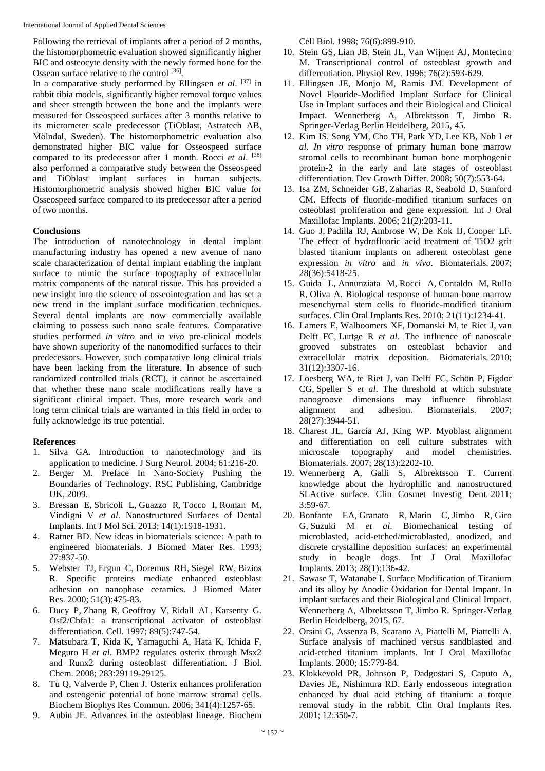Following the retrieval of implants after a period of 2 months, the histomorphometric evaluation showed significantly higher BIC and osteocyte density with the newly formed bone for the Ossean surface relative to the control [36].

In a comparative study performed by Ellingsen *et al*. [37] in rabbit tibia models, significantly higher removal torque values and sheer strength between the bone and the implants were measured for Osseospeed surfaces after 3 months relative to its micrometer scale predecessor (TiOblast, Astratech AB, Mölndal, Sweden). The histomorphometric evaluation also demonstrated higher BIC value for Osseospeed surface compared to its predecessor after 1 month. Rocci *et al*. [38] also performed a comparative study between the Osseospeed and TiOblast implant surfaces in human subjects. Histomorphometric analysis showed higher BIC value for Osseospeed surface compared to its predecessor after a period of two months.

### Conclusions

The introduction of nanotechnology in dental implant manufacturing industry has opened a new avenue of nano scale characterization of dental implant enabling the implant surface to mimic the surface topography of extracellular matrix components of the natural tissue. This has provided a new insight into the science of osseointegration and has set a new trend in the implant surface modification techniques. Several dental implants are now commercially available claiming to possess such nano scale features. Comparative studies performed *in vitro* and *in vivo* pre-clinical models have shown superiority of the nanomodified surfaces to their predecessors. However, such comparative long clinical trials have been lacking from the literature. In absence of such randomized controlled trials (RCT), it cannot be ascertained that whether these nano scale modifications really have a significant clinical impact. Thus, more research work and long term clinical trials are warranted in this field in order to fully acknowledge its true potential.

### References

1. Silva GA. Introduction to nanotechnology and its application to medicine. J Surg Neurol. 2004; 61:216-20.
2. Berger M. Preface In Nano-Society Pushing the Boundaries of Technology. RSC Publishing, Cambridge UK, 2009.
3. Bressan E, Sbricoli L, Guazzo R, Tocco I, Roman M, Vindigni V *et al*. Nanostructured Surfaces of Dental Implants. Int J Mol Sci. 2013; 14(1):1918-1931.
4. Ratner BD. New ideas in biomaterials science: A path to engineered biomaterials. J Biomed Mater Res. 1993; 27:837-50.
5. Webster TJ, Ergun C, Doremus RH, Siegel RW, Bizios R. Specific proteins mediate enhanced osteoblast adhesion on nanophase ceramics. J Biomed Mater Res. 2000; 51(3):475-83.
6. Ducy P, Zhang R, Geoffroy V, Ridall AL, Karsenty G. Osf2/Cbfa1: a transcriptional activator of osteoblast differentiation. Cell. 1997; 89(5):747-54.
7. Matsubara T, Kida K, Yamaguchi A, Hata K, Ichida F, Meguro H *et al*. BMP2 regulates osterix through Msx2 and Runx2 during osteoblast differentiation. J Biol. Chem. 2008; 283:29119-29125.
8. Tu Q, Valverde P, Chen J. Osterix enhances proliferation and osteogenic potential of bone marrow stromal cells. Biochem Biophys Res Commun. 2006; 341(4):1257-65.
9. Aubin JE. Advances in the osteoblast lineage. Biochem Cell Biol. 1998; 76(6):899-910.
10. Stein GS, Lian JB, Stein JL, Van Wijnen AJ, Montecino M. Transcriptional control of osteoblast growth and differentiation. Physiol Rev. 1996; 76(2):593-629.
11. Ellingsen JE, Monjo M, Ramis JM. Development of Novel Flouride-Modified Implant Surface for Clinical Use in Implant surfaces and their Biological and Clinical Impact. Wennerberg A, Albrektsson T, Jimbo R. Springer-Verlag Berlin Heidelberg, 2015, 45.
12. Kim IS, Song YM, Cho TH, Park YD, Lee KB, Noh I *et al*. *In vitro* response of primary human bone marrow stromal cells to recombinant human bone morphogenic protein-2 in the early and late stages of osteoblast differentiation. Dev Growth Differ. 2008; 50(7):553-64.
13. Isa ZM, Schneider GB, Zaharias R, Seabold D, Stanford CM. Effects of fluoride-modified titanium surfaces on osteoblast proliferation and gene expression. Int J Oral Maxillofac Implants. 2006; 21(2):203-11.
14. Guo J, Padilla RJ, Ambrose W, De Kok IJ, Cooper LF. The effect of hydrofluoric acid treatment of TiO2 grit blasted titanium implants on adherent osteoblast gene expression *in vitro* and *in vivo*. Biomaterials. 2007; 28(36):5418-25.
15. Guida L, Annunziata M, Rocci A, Contaldo M, Rullo R, Oliva A. Biological response of human bone marrow mesenchymal stem cells to fluoride-modified titanium surfaces. Clin Oral Implants Res. 2010; 21(11):1234-41.
16. Lamers E, Walboomers XF, Domanski M, te Riet J, van Delft FC, Luttge R *et al*. The influence of nanoscale grooved substrates on osteoblast behavior and extracellular matrix deposition. Biomaterials. 2010; 31(12):3307-16.
17. Loesberg WA, te Riet J, van Delft FC, Schön P, Figdor CG, Speller S *et al*. The threshold at which substrate nanogroove dimensions may influence fibroblast alignment and adhesion. Biomaterials. 2007; 28(27):3944-51.
18. Charest JL, García AJ, King WP. Myoblast alignment and differentiation on cell culture substrates with microscale topography and model chemistries. Biomaterials. 2007; 28(13):2202-10.
19. Wennerberg A, Galli S, Albrektsson T. Current knowledge about the hydrophilic and nanostructured SLActive surface. Clin Cosmet Investig Dent. 2011; 3:59-67.
20. Bonfante EA, Granato R, Marin C, Jimbo R, Giro G, Suzuki M *et al*. Biomechanical testing of microblasted, acid-etched/microblasted, anodized, and discrete crystalline deposition surfaces: an experimental study in beagle dogs. Int J Oral Maxillofac Implants. 2013; 28(1):136-42.
21. Sawase T, Watanabe I. Surface Modification of Titanium and its alloy by Anodic Oxidation for Dental Impant. In implant surfaces and their Biological and Clinical Impact. Wennerberg A, Albrektsson T, Jimbo R. Springer-Verlag Berlin Heidelberg, 2015, 67.
22. Orsini G, Assenza B, Scarano A, Piattelli M, Piattelli A. Surface analysis of machined versus sandblasted and acid-etched titanium implants. Int J Oral Maxillofac Implants. 2000; 15:779-84.
23. Klokkevold PR, Johnson P, Dadgostari S, Caputo A, Davies JE, Nishimura RD. Early endosseous integration enhanced by dual acid etching of titanium: a torque removal study in the rabbit. Clin Oral Implants Res. 2001; 12:350-7.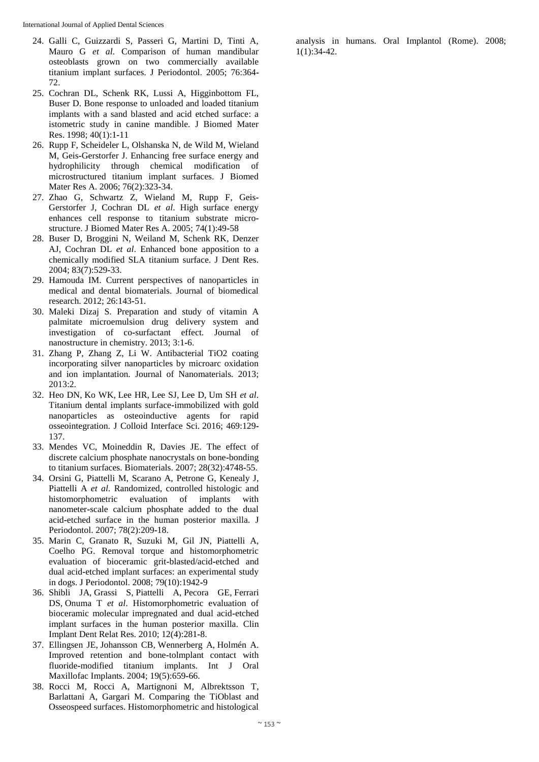24. Galli C, Guizzardi S, Passeri G, Martini D, Tinti A, Mauro G *et al.* Comparison of human mandibular osteoblasts grown on two commercially available titanium implant surfaces. J Periodontol. 2005; 76:364-72.
25. Cochran DL, Schenk RK, Lussi A, Higginbottom FL, Buser D. Bone response to unloaded and loaded titanium implants with a sand blasted and acid etched surface: a istometric study in canine mandible. J Biomed Mater Res. 1998; 40(1):1-11
26. Rupp F, Scheideler L, Olshanska N, de Wild M, Wieland M, Geis-Gerstorfer J. Enhancing free surface energy and hydrophilicity through chemical modification of microstructured titanium implant surfaces. J Biomed Mater Res A. 2006; 76(2):323-34.
27. Zhao G, Schwartz Z, Wieland M, Rupp F, Geis-Gerstorfer J, Cochran DL *et al.* High surface energy enhances cell response to titanium substrate micro-structure. J Biomed Mater Res A. 2005; 74(1):49-58
28. Buser D, Broggini N, Weiland M, Schenk RK, Denzer AJ, Cochran DL *et al*. Enhanced bone apposition to a chemically modified SLA titanium surface. J Dent Res. 2004; 83(7):529-33.
29. Hamouda IM. Current perspectives of nanoparticles in medical and dental biomaterials. Journal of biomedical research. 2012; 26:143-51.
30. Maleki Dizaj S. Preparation and study of vitamin A palmitate microemulsion drug delivery system and investigation of co-surfactant effect. Journal of nanostructure in chemistry. 2013; 3:1-6.
31. Zhang P, Zhang Z, Li W. Antibacterial TiO2 coating incorporating silver nanoparticles by microarc oxidation and ion implantation. Journal of Nanomaterials. 2013; 2013:2.
32. Heo DN, Ko WK, Lee HR, Lee SJ, Lee D, Um SH *et al*. Titanium dental implants surface-immobilized with gold nanoparticles as osteoinductive agents for rapid osseointegration. J Colloid Interface Sci. 2016; 469:129-137.
33. Mendes VC, Moineddin R, Davies JE. The effect of discrete calcium phosphate nanocrystals on bone-bonding to titanium surfaces. Biomaterials. 2007; 28(32):4748-55.
34. Orsini G, Piattelli M, Scarano A, Petrone G, Kenealy J, Piattelli A *et al.* Randomized, controlled histologic and histomorphometric evaluation of implants with nanometer-scale calcium phosphate added to the dual acid-etched surface in the human posterior maxilla. J Periodontol. 2007; 78(2):209-18.
35. Marin C, Granato R, Suzuki M, Gil JN, Piattelli A, Coelho PG. Removal torque and histomorphometric evaluation of bioceramic grit-blasted/acid-etched and dual acid-etched implant surfaces: an experimental study in dogs. J Periodontol. 2008; 79(10):1942-9
36. Shibli JA, Grassi S, Piattelli A, Pecora GE, Ferrari DS, Onuma T *et al*. Histomorphometric evaluation of bioceramic molecular impregnated and dual acid-etched implant surfaces in the human posterior maxilla. Clin Implant Dent Relat Res. 2010; 12(4):281-8.
37. Ellingsen JE, Johansson CB, Wennerberg A, Holmén A. Improved retention and bone-tolmplant contact with fluoride-modified titanium implants. Int J Oral Maxillofac Implants. 2004; 19(5):659-66.
38. Rocci M, Rocci A, Martignoni M, Albrektsson T, Barlattani A, Gargari M. Comparing the TiOblast and Osseospeed surfaces. Histomorphometric and histological analysis in humans. Oral Implantol (Rome). 2008; 1(1):34-42.